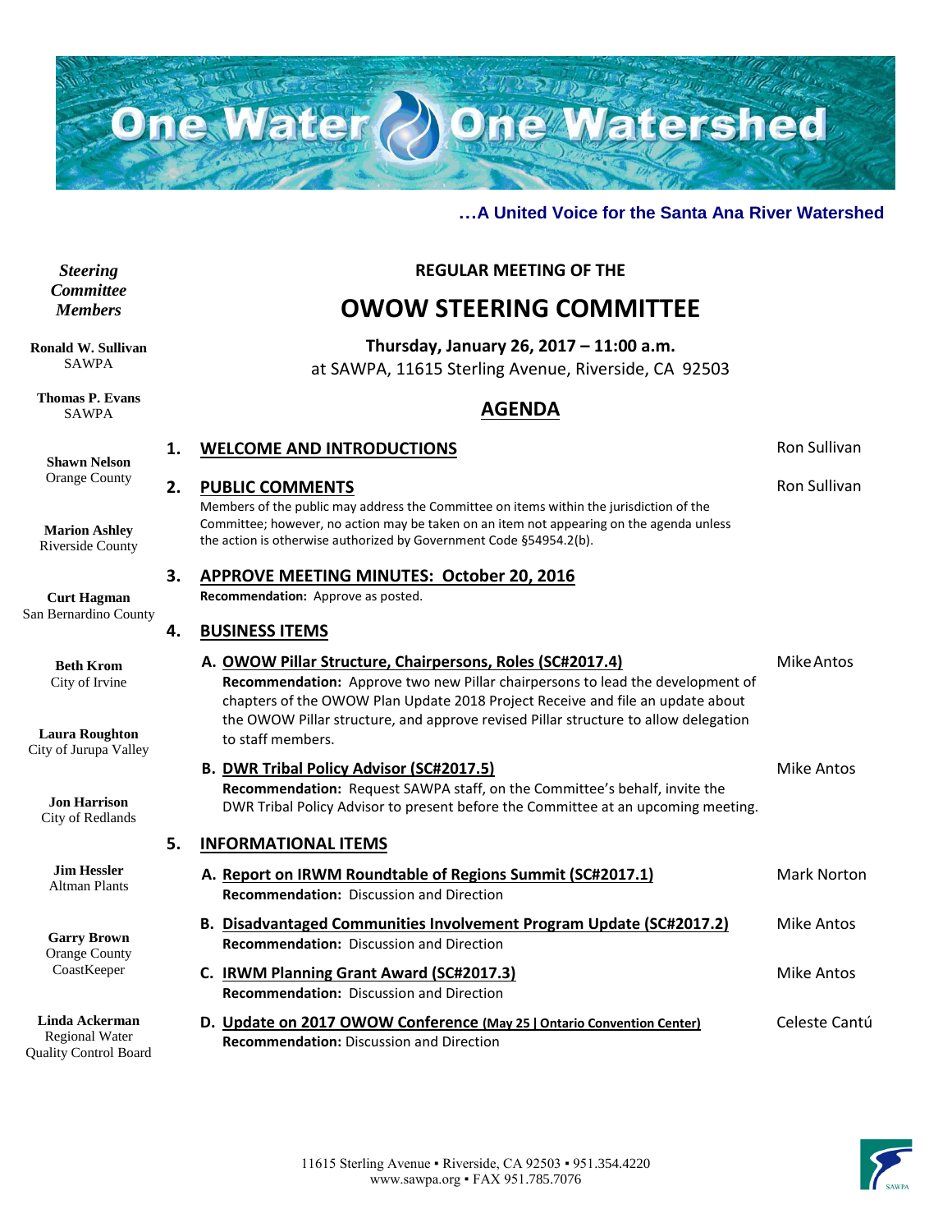# One Water One Watershed

**…A United Voice for the Santa Ana River Watershed**

***Steering Committee Members***

**Ronald W. Sullivan**
SAWPA

**Thomas P. Evans**
SAWPA

**Shawn Nelson**
Orange County

**Marion Ashley**
Riverside County

**Curt Hagman**
San Bernardino County

**Beth Krom**
City of Irvine

**Laura Roughton**
City of Jurupa Valley

**Jon Harrison**
City of Redlands

**Jim Hessler**
Altman Plants

**Garry Brown**
Orange County CoastKeeper

**Linda Ackerman**
Regional Water Quality Control Board

**REGULAR MEETING OF THE**

## OWOW STEERING COMMITTEE

**Thursday, January 26, 2017 – 11:00 a.m.**
at SAWPA, 11615 Sterling Avenue, Riverside, CA 92503

## AGENDA

**1. WELCOME AND INTRODUCTIONS** — Ron Sullivan

**2. PUBLIC COMMENTS** — Ron Sullivan

Members of the public may address the Committee on items within the jurisdiction of the Committee; however, no action may be taken on an item not appearing on the agenda unless the action is otherwise authorized by Government Code §54954.2(b).

**3. APPROVE MEETING MINUTES: October 20, 2016**

**Recommendation:** Approve as posted.

**4. BUSINESS ITEMS**

**A. OWOW Pillar Structure, Chairpersons, Roles (SC#2017.4)** — Mike Antos

**Recommendation:** Approve two new Pillar chairpersons to lead the development of chapters of the OWOW Plan Update 2018 Project Receive and file an update about the OWOW Pillar structure, and approve revised Pillar structure to allow delegation to staff members.

**B. DWR Tribal Policy Advisor (SC#2017.5)** — Mike Antos

**Recommendation:** Request SAWPA staff, on the Committee's behalf, invite the DWR Tribal Policy Advisor to present before the Committee at an upcoming meeting.

**5. INFORMATIONAL ITEMS**

**A. Report on IRWM Roundtable of Regions Summit (SC#2017.1)** — Mark Norton

**Recommendation:** Discussion and Direction

**B. Disadvantaged Communities Involvement Program Update (SC#2017.2)** — Mike Antos

**Recommendation:** Discussion and Direction

**C. IRWM Planning Grant Award (SC#2017.3)** — Mike Antos

**Recommendation:** Discussion and Direction

**D. Update on 2017 OWOW Conference (May 25 | Ontario Convention Center)** — Celeste Cantú

**Recommendation:** Discussion and Direction

11615 Sterling Avenue ▪ Riverside, CA 92503 ▪ 951.354.4220
www.sawpa.org ▪ FAX 951.785.7076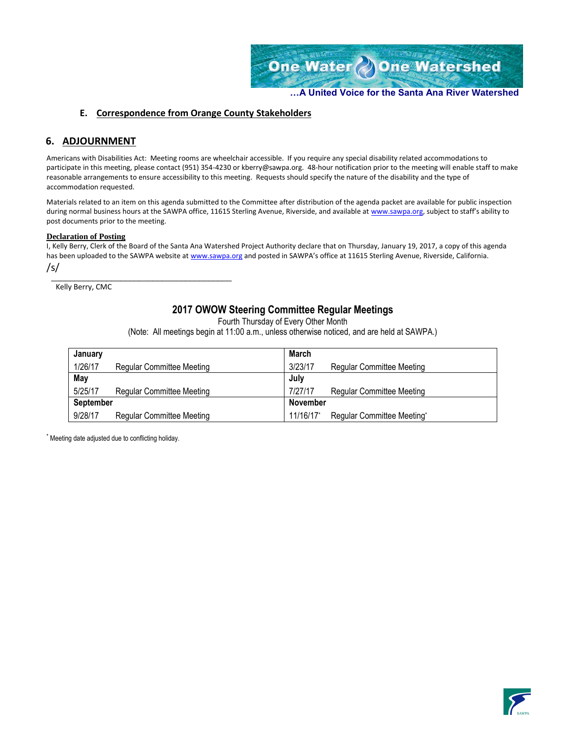**...A United Voice for the Santa Ana River Watershed**

### E. Correspondence from Orange County Stakeholders

## 6. ADJOURNMENT

Americans with Disabilities Act: Meeting rooms are wheelchair accessible. If you require any special disability related accommodations to participate in this meeting, please contact (951) 354-4230 or kberry@sawpa.org. 48-hour notification prior to the meeting will enable staff to make reasonable arrangements to ensure accessibility to this meeting. Requests should specify the nature of the disability and the type of accommodation requested.

Materials related to an item on this agenda submitted to the Committee after distribution of the agenda packet are available for public inspection during normal business hours at the SAWPA office, 11615 Sterling Avenue, Riverside, and available at www.sawpa.org, subject to staff's ability to post documents prior to the meeting.

**Declaration of Posting**

I, Kelly Berry, Clerk of the Board of the Santa Ana Watershed Project Authority declare that on Thursday, January 19, 2017, a copy of this agenda has been uploaded to the SAWPA website at www.sawpa.org and posted in SAWPA's office at 11615 Sterling Avenue, Riverside, California.

/s/

_______________________________________________

Kelly Berry, CMC

## 2017 OWOW Steering Committee Regular Meetings

Fourth Thursday of Every Other Month

(Note: All meetings begin at 11:00 a.m., unless otherwise noticed, and are held at SAWPA.)

| | | | |
|---|---|---|---|
| **January** | | **March** | |
| 1/26/17 | Regular Committee Meeting | 3/23/17 | Regular Committee Meeting |
| **May** | | **July** | |
| 5/25/17 | Regular Committee Meeting | 7/27/17 | Regular Committee Meeting |
| **September** | | **November** | |
| 9/28/17 | Regular Committee Meeting | 11/16/17* | Regular Committee Meeting* |

\* Meeting date adjusted due to conflicting holiday.